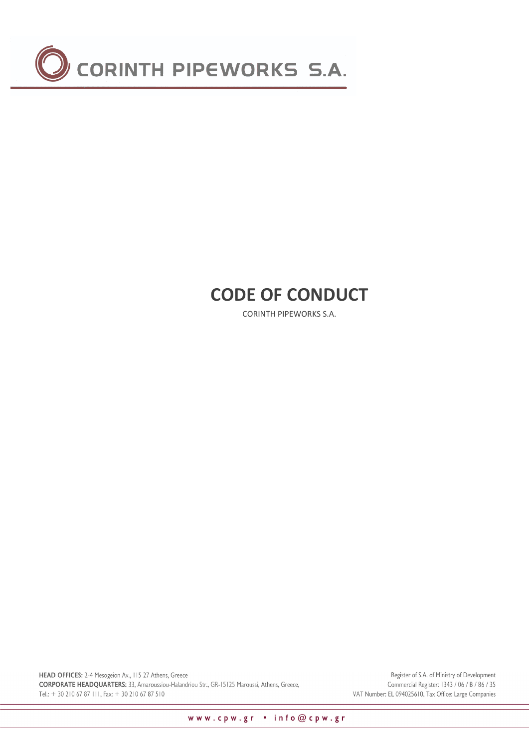CORINTH PIPEWORKS S.A.

# CODE OF CONDUCT

CORINTH PIPEWORKS S.A.

**HEAD OFFICES:** 2-4 Mesogeion Av., 115 27 Athens, Greece
**CORPORATE HEADQUARTERS:** 33, Amaroussiou-Halandriou Str., GR-15125 Maroussi, Athens, Greece,
Tel.: + 30 210 67 87 111, Fax: + 30 210 67 87 510

Register of S.A. of Ministry of Development
Commercial Register: 1343 / 06 / B / 86 / 35
VAT Number: EL 094025610, Tax Office: Large Companies

www.cpw.gr • info@cpw.gr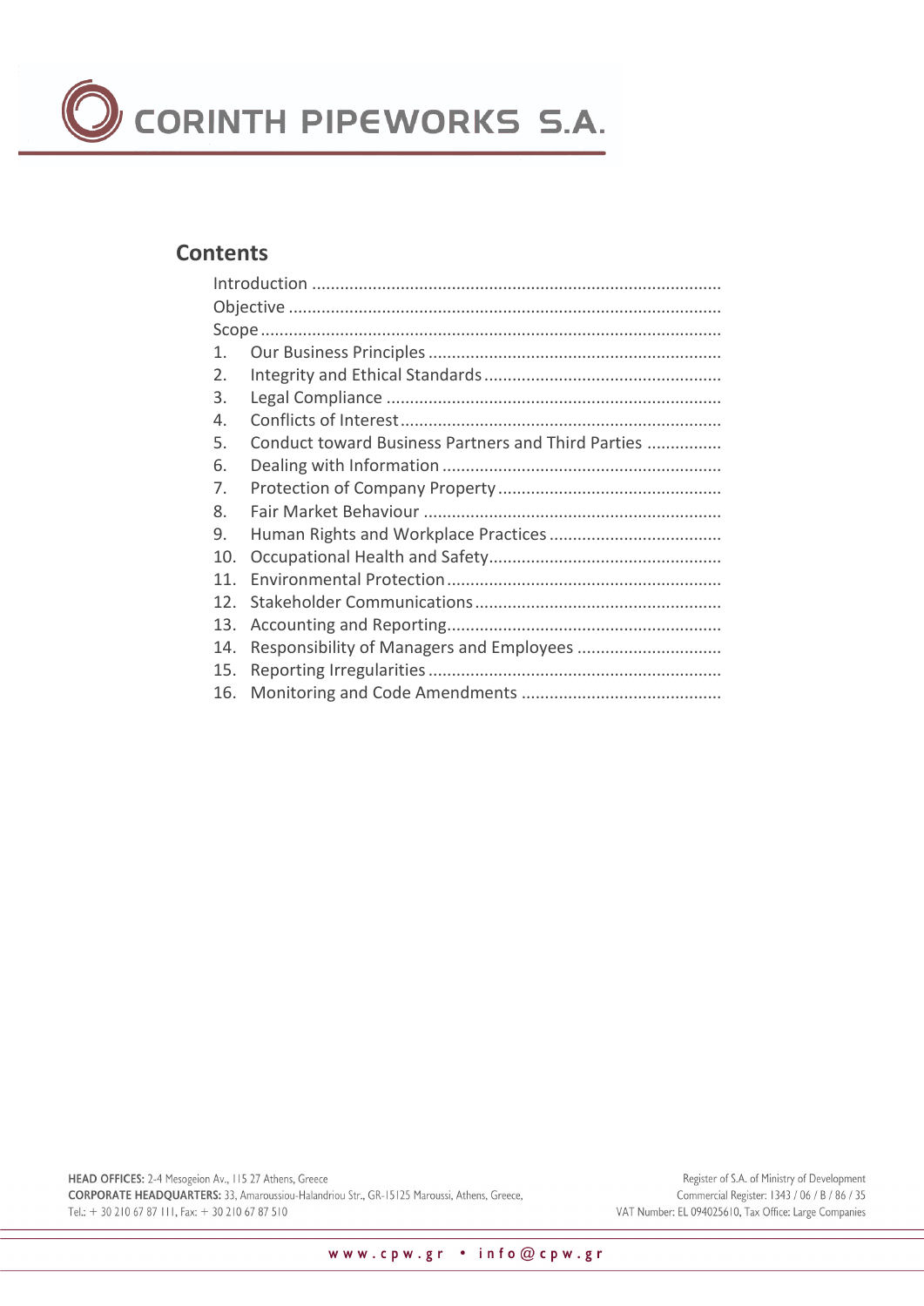## Contents

Introduction

Objective

Scope

1. Our Business Principles
2. Integrity and Ethical Standards
3. Legal Compliance
4. Conflicts of Interest
5. Conduct toward Business Partners and Third Parties
6. Dealing with Information
7. Protection of Company Property
8. Fair Market Behaviour
9. Human Rights and Workplace Practices
10. Occupational Health and Safety
11. Environmental Protection
12. Stakeholder Communications
13. Accounting and Reporting
14. Responsibility of Managers and Employees
15. Reporting Irregularities
16. Monitoring and Code Amendments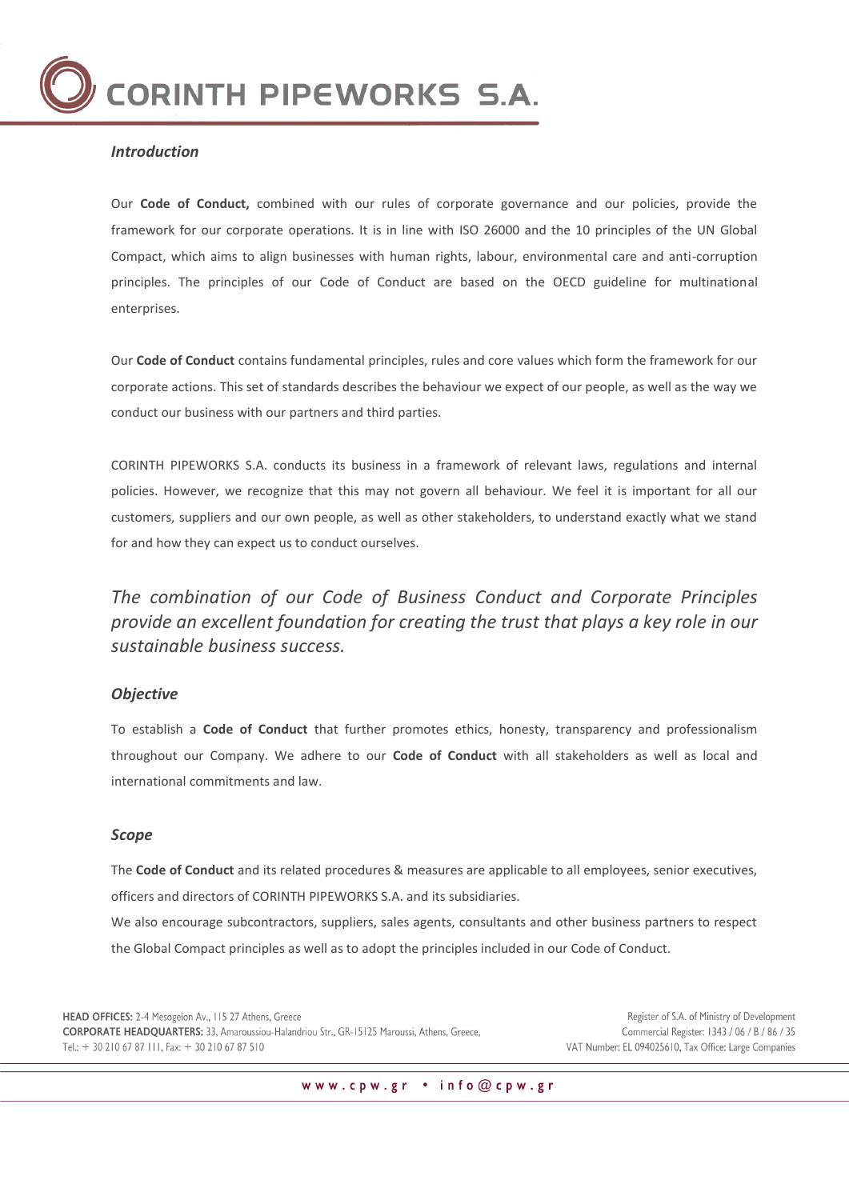### *Introduction*

Our **Code of Conduct,** combined with our rules of corporate governance and our policies, provide the framework for our corporate operations. It is in line with ISO 26000 and the 10 principles of the UN Global Compact, which aims to align businesses with human rights, labour, environmental care and anti-corruption principles. The principles of our Code of Conduct are based on the OECD guideline for multinational enterprises.

Our **Code of Conduct** contains fundamental principles, rules and core values which form the framework for our corporate actions. This set of standards describes the behaviour we expect of our people, as well as the way we conduct our business with our partners and third parties.

CORINTH PIPEWORKS S.A. conducts its business in a framework of relevant laws, regulations and internal policies. However, we recognize that this may not govern all behaviour. We feel it is important for all our customers, suppliers and our own people, as well as other stakeholders, to understand exactly what we stand for and how they can expect us to conduct ourselves.

*The combination of our Code of Business Conduct and Corporate Principles provide an excellent foundation for creating the trust that plays a key role in our sustainable business success.*

### *Objective*

To establish a **Code of Conduct** that further promotes ethics, honesty, transparency and professionalism throughout our Company. We adhere to our **Code of Conduct** with all stakeholders as well as local and international commitments and law.

### *Scope*

The **Code of Conduct** and its related procedures & measures are applicable to all employees, senior executives, officers and directors of CORINTH PIPEWORKS S.A. and its subsidiaries.

We also encourage subcontractors, suppliers, sales agents, consultants and other business partners to respect the Global Compact principles as well as to adopt the principles included in our Code of Conduct.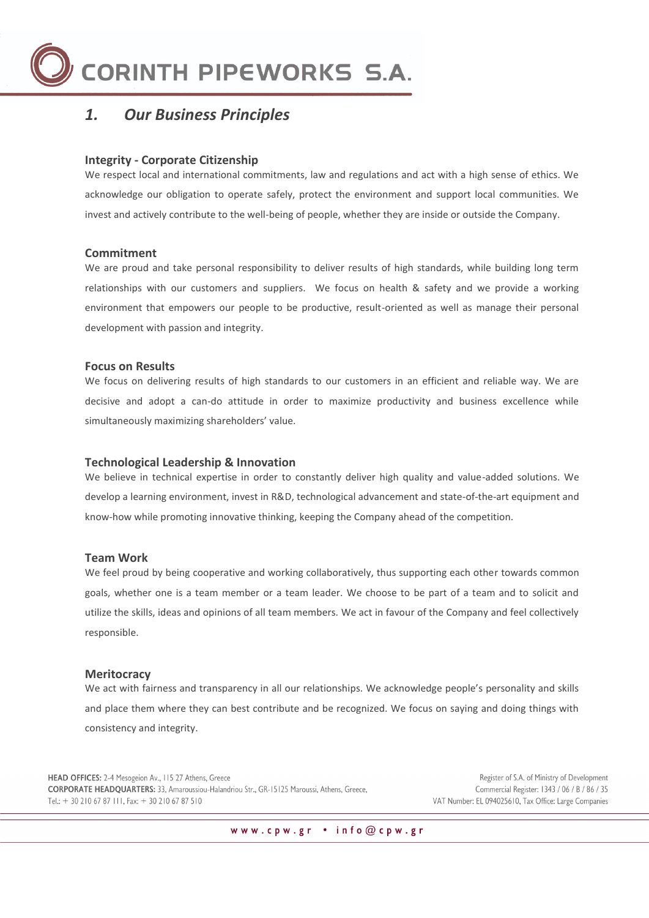## *1. Our Business Principles*

### Integrity - Corporate Citizenship

We respect local and international commitments, law and regulations and act with a high sense of ethics. We acknowledge our obligation to operate safely, protect the environment and support local communities. We invest and actively contribute to the well-being of people, whether they are inside or outside the Company.

### Commitment

We are proud and take personal responsibility to deliver results of high standards, while building long term relationships with our customers and suppliers. We focus on health & safety and we provide a working environment that empowers our people to be productive, result-oriented as well as manage their personal development with passion and integrity.

### Focus on Results

We focus on delivering results of high standards to our customers in an efficient and reliable way. We are decisive and adopt a can-do attitude in order to maximize productivity and business excellence while simultaneously maximizing shareholders' value.

### Technological Leadership & Innovation

We believe in technical expertise in order to constantly deliver high quality and value-added solutions. We develop a learning environment, invest in R&D, technological advancement and state-of-the-art equipment and know-how while promoting innovative thinking, keeping the Company ahead of the competition.

### Team Work

We feel proud by being cooperative and working collaboratively, thus supporting each other towards common goals, whether one is a team member or a team leader. We choose to be part of a team and to solicit and utilize the skills, ideas and opinions of all team members. We act in favour of the Company and feel collectively responsible.

### Meritocracy

We act with fairness and transparency in all our relationships. We acknowledge people's personality and skills and place them where they can best contribute and be recognized. We focus on saying and doing things with consistency and integrity.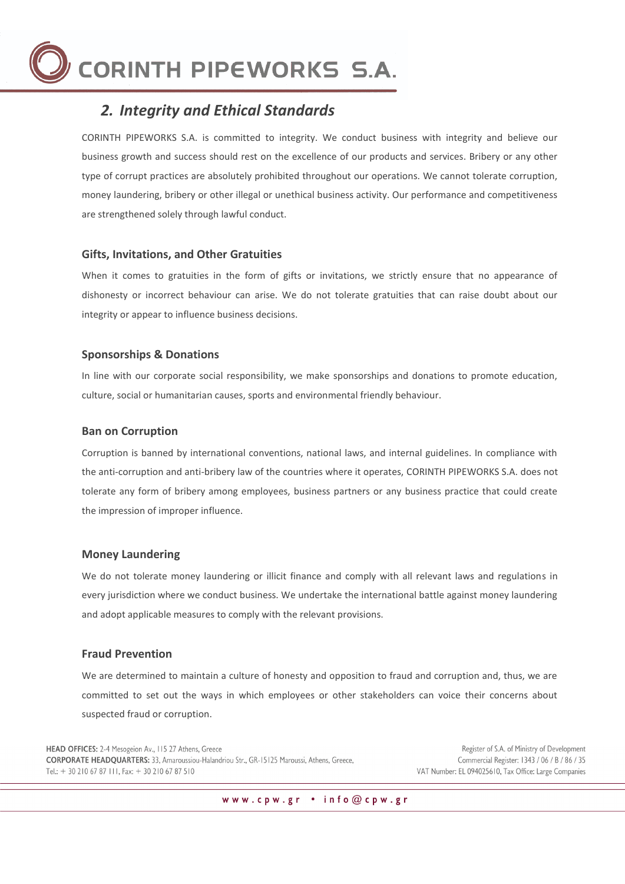## 2. *Integrity and Ethical Standards*

CORINTH PIPEWORKS S.A. is committed to integrity. We conduct business with integrity and believe our business growth and success should rest on the excellence of our products and services. Bribery or any other type of corrupt practices are absolutely prohibited throughout our operations. We cannot tolerate corruption, money laundering, bribery or other illegal or unethical business activity. Our performance and competitiveness are strengthened solely through lawful conduct.

### Gifts, Invitations, and Other Gratuities

When it comes to gratuities in the form of gifts or invitations, we strictly ensure that no appearance of dishonesty or incorrect behaviour can arise. We do not tolerate gratuities that can raise doubt about our integrity or appear to influence business decisions.

### Sponsorships & Donations

In line with our corporate social responsibility, we make sponsorships and donations to promote education, culture, social or humanitarian causes, sports and environmental friendly behaviour.

### Ban on Corruption

Corruption is banned by international conventions, national laws, and internal guidelines. In compliance with the anti-corruption and anti-bribery law of the countries where it operates, CORINTH PIPEWORKS S.A. does not tolerate any form of bribery among employees, business partners or any business practice that could create the impression of improper influence.

### Money Laundering

We do not tolerate money laundering or illicit finance and comply with all relevant laws and regulations in every jurisdiction where we conduct business. We undertake the international battle against money laundering and adopt applicable measures to comply with the relevant provisions.

### Fraud Prevention

We are determined to maintain a culture of honesty and opposition to fraud and corruption and, thus, we are committed to set out the ways in which employees or other stakeholders can voice their concerns about suspected fraud or corruption.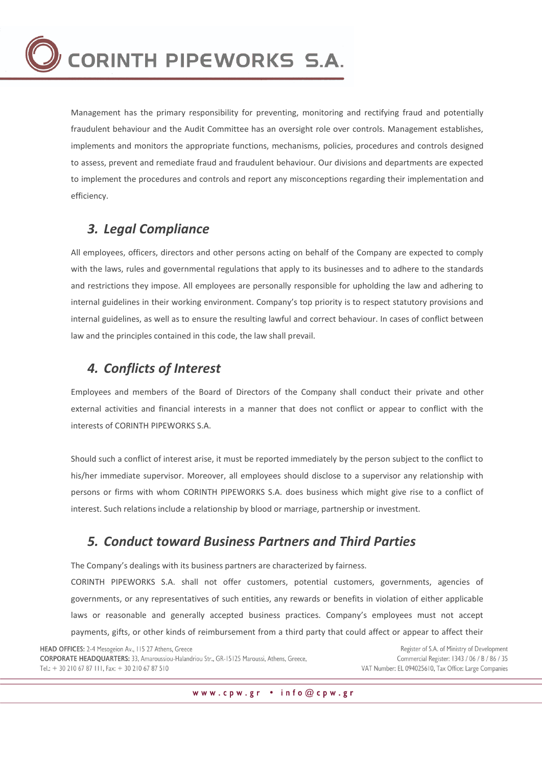Management has the primary responsibility for preventing, monitoring and rectifying fraud and potentially fraudulent behaviour and the Audit Committee has an oversight role over controls. Management establishes, implements and monitors the appropriate functions, mechanisms, policies, procedures and controls designed to assess, prevent and remediate fraud and fraudulent behaviour. Our divisions and departments are expected to implement the procedures and controls and report any misconceptions regarding their implementation and efficiency.

## *3. Legal Compliance*

All employees, officers, directors and other persons acting on behalf of the Company are expected to comply with the laws, rules and governmental regulations that apply to its businesses and to adhere to the standards and restrictions they impose. All employees are personally responsible for upholding the law and adhering to internal guidelines in their working environment. Company's top priority is to respect statutory provisions and internal guidelines, as well as to ensure the resulting lawful and correct behaviour. In cases of conflict between law and the principles contained in this code, the law shall prevail.

## *4. Conflicts of Interest*

Employees and members of the Board of Directors of the Company shall conduct their private and other external activities and financial interests in a manner that does not conflict or appear to conflict with the interests of CORINTH PIPEWORKS S.A.

Should such a conflict of interest arise, it must be reported immediately by the person subject to the conflict to his/her immediate supervisor. Moreover, all employees should disclose to a supervisor any relationship with persons or firms with whom CORINTH PIPEWORKS S.A. does business which might give rise to a conflict of interest. Such relations include a relationship by blood or marriage, partnership or investment.

## *5. Conduct toward Business Partners and Third Parties*

The Company's dealings with its business partners are characterized by fairness.

CORINTH PIPEWORKS S.A. shall not offer customers, potential customers, governments, agencies of governments, or any representatives of such entities, any rewards or benefits in violation of either applicable laws or reasonable and generally accepted business practices. Company's employees must not accept payments, gifts, or other kinds of reimbursement from a third party that could affect or appear to affect their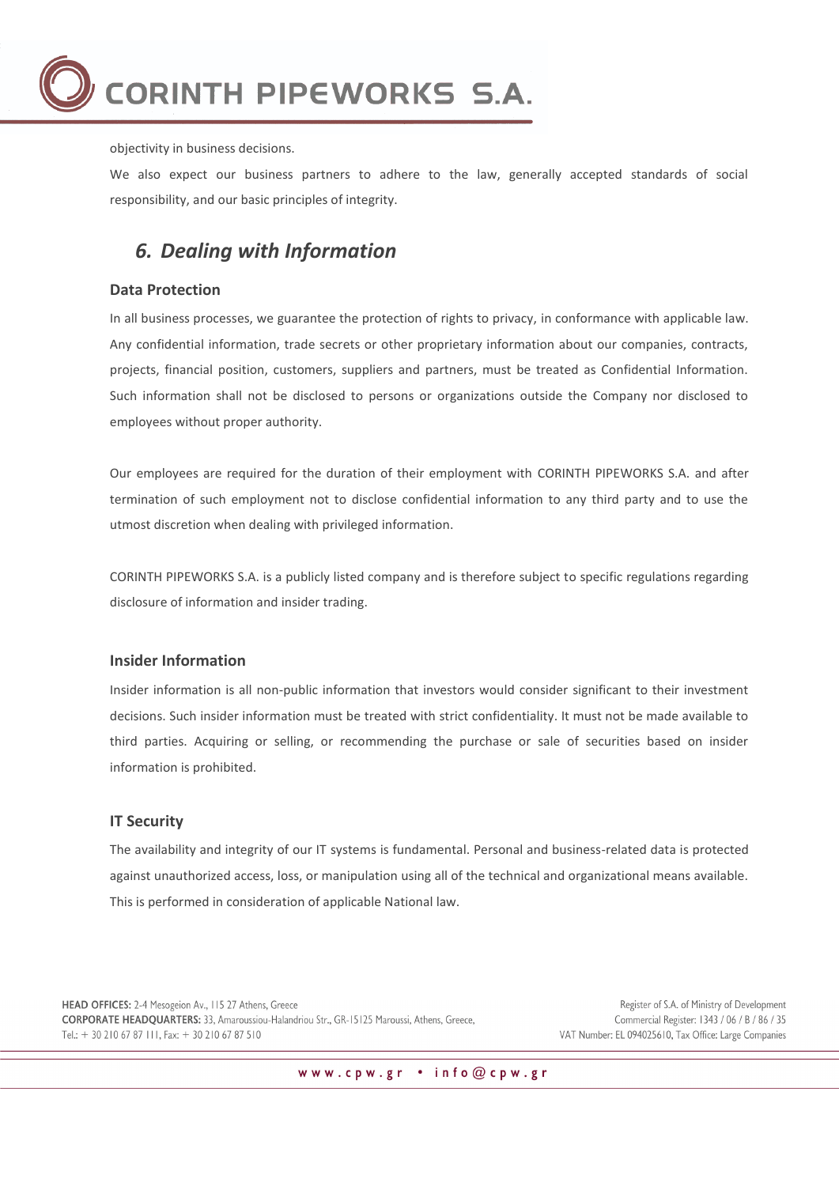objectivity in business decisions.

We also expect our business partners to adhere to the law, generally accepted standards of social responsibility, and our basic principles of integrity.

## *6. Dealing with Information*

### Data Protection

In all business processes, we guarantee the protection of rights to privacy, in conformance with applicable law. Any confidential information, trade secrets or other proprietary information about our companies, contracts, projects, financial position, customers, suppliers and partners, must be treated as Confidential Information. Such information shall not be disclosed to persons or organizations outside the Company nor disclosed to employees without proper authority.

Our employees are required for the duration of their employment with CORINTH PIPEWORKS S.A. and after termination of such employment not to disclose confidential information to any third party and to use the utmost discretion when dealing with privileged information.

CORINTH PIPEWORKS S.A. is a publicly listed company and is therefore subject to specific regulations regarding disclosure of information and insider trading.

### Insider Information

Insider information is all non-public information that investors would consider significant to their investment decisions. Such insider information must be treated with strict confidentiality. It must not be made available to third parties. Acquiring or selling, or recommending the purchase or sale of securities based on insider information is prohibited.

### IT Security

The availability and integrity of our IT systems is fundamental. Personal and business-related data is protected against unauthorized access, loss, or manipulation using all of the technical and organizational means available. This is performed in consideration of applicable National law.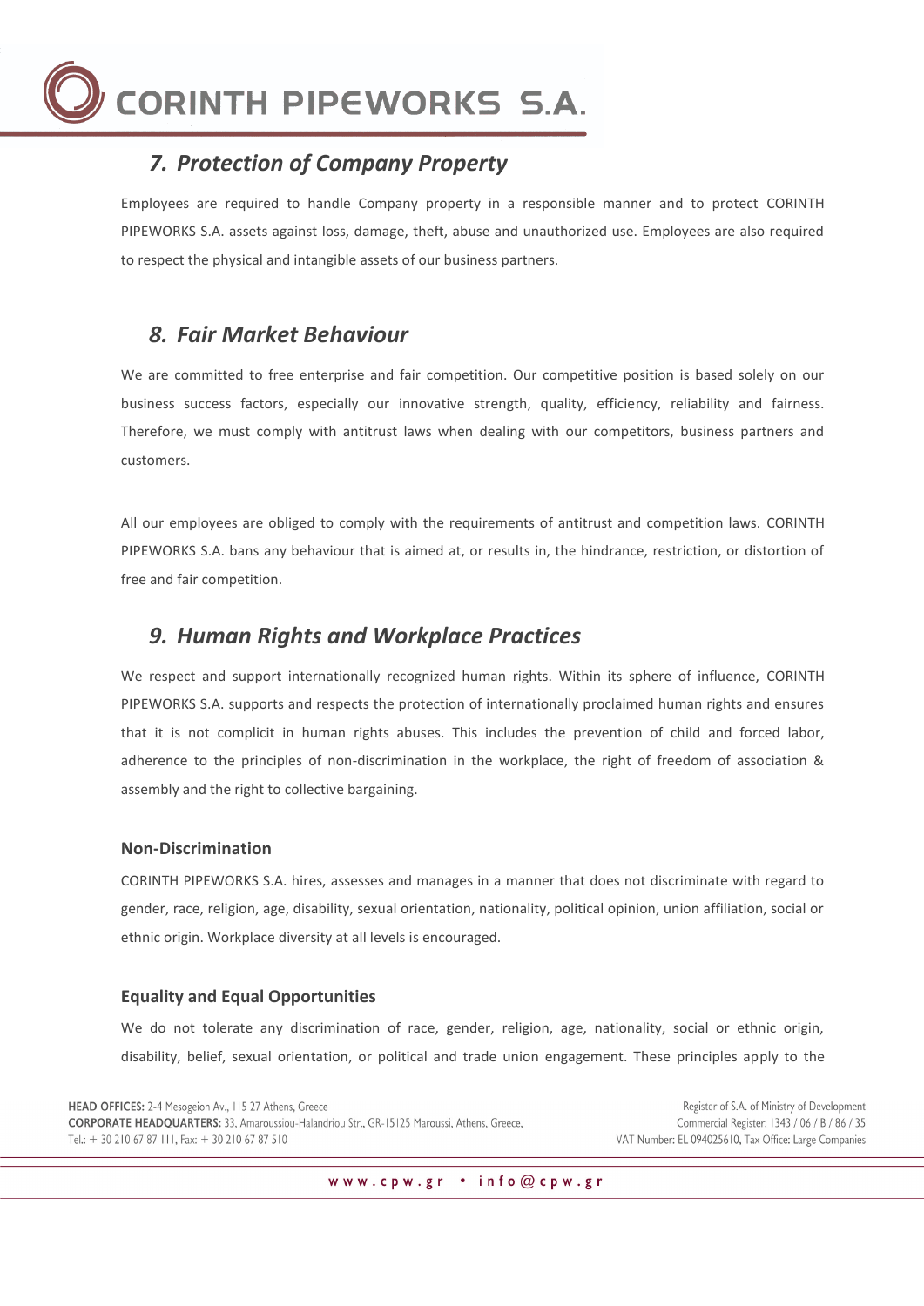## 7. Protection of Company Property

Employees are required to handle Company property in a responsible manner and to protect CORINTH PIPEWORKS S.A. assets against loss, damage, theft, abuse and unauthorized use. Employees are also required to respect the physical and intangible assets of our business partners.

## 8. Fair Market Behaviour

We are committed to free enterprise and fair competition. Our competitive position is based solely on our business success factors, especially our innovative strength, quality, efficiency, reliability and fairness. Therefore, we must comply with antitrust laws when dealing with our competitors, business partners and customers.

All our employees are obliged to comply with the requirements of antitrust and competition laws. CORINTH PIPEWORKS S.A. bans any behaviour that is aimed at, or results in, the hindrance, restriction, or distortion of free and fair competition.

## 9. Human Rights and Workplace Practices

We respect and support internationally recognized human rights. Within its sphere of influence, CORINTH PIPEWORKS S.A. supports and respects the protection of internationally proclaimed human rights and ensures that it is not complicit in human rights abuses. This includes the prevention of child and forced labor, adherence to the principles of non-discrimination in the workplace, the right of freedom of association & assembly and the right to collective bargaining.

### Non-Discrimination

CORINTH PIPEWORKS S.A. hires, assesses and manages in a manner that does not discriminate with regard to gender, race, religion, age, disability, sexual orientation, nationality, political opinion, union affiliation, social or ethnic origin. Workplace diversity at all levels is encouraged.

### Equality and Equal Opportunities

We do not tolerate any discrimination of race, gender, religion, age, nationality, social or ethnic origin, disability, belief, sexual orientation, or political and trade union engagement. These principles apply to the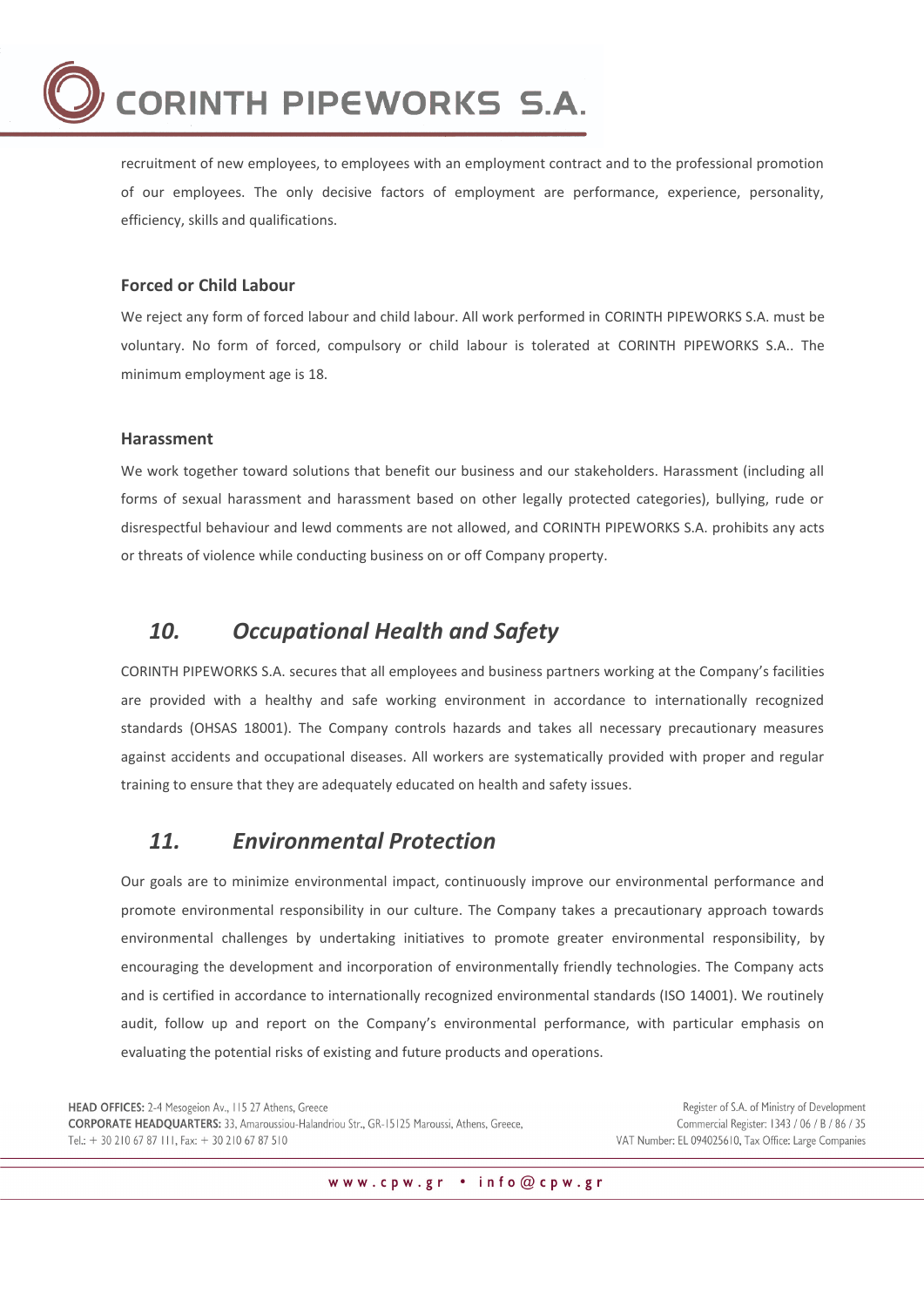recruitment of new employees, to employees with an employment contract and to the professional promotion of our employees. The only decisive factors of employment are performance, experience, personality, efficiency, skills and qualifications.

### Forced or Child Labour

We reject any form of forced labour and child labour. All work performed in CORINTH PIPEWORKS S.A. must be voluntary. No form of forced, compulsory or child labour is tolerated at CORINTH PIPEWORKS S.A.. The minimum employment age is 18.

### Harassment

We work together toward solutions that benefit our business and our stakeholders. Harassment (including all forms of sexual harassment and harassment based on other legally protected categories), bullying, rude or disrespectful behaviour and lewd comments are not allowed, and CORINTH PIPEWORKS S.A. prohibits any acts or threats of violence while conducting business on or off Company property.

## *10. Occupational Health and Safety*

CORINTH PIPEWORKS S.A. secures that all employees and business partners working at the Company's facilities are provided with a healthy and safe working environment in accordance to internationally recognized standards (OHSAS 18001). The Company controls hazards and takes all necessary precautionary measures against accidents and occupational diseases. All workers are systematically provided with proper and regular training to ensure that they are adequately educated on health and safety issues.

## *11. Environmental Protection*

Our goals are to minimize environmental impact, continuously improve our environmental performance and promote environmental responsibility in our culture. The Company takes a precautionary approach towards environmental challenges by undertaking initiatives to promote greater environmental responsibility, by encouraging the development and incorporation of environmentally friendly technologies. The Company acts and is certified in accordance to internationally recognized environmental standards (ISO 14001). We routinely audit, follow up and report on the Company's environmental performance, with particular emphasis on evaluating the potential risks of existing and future products and operations.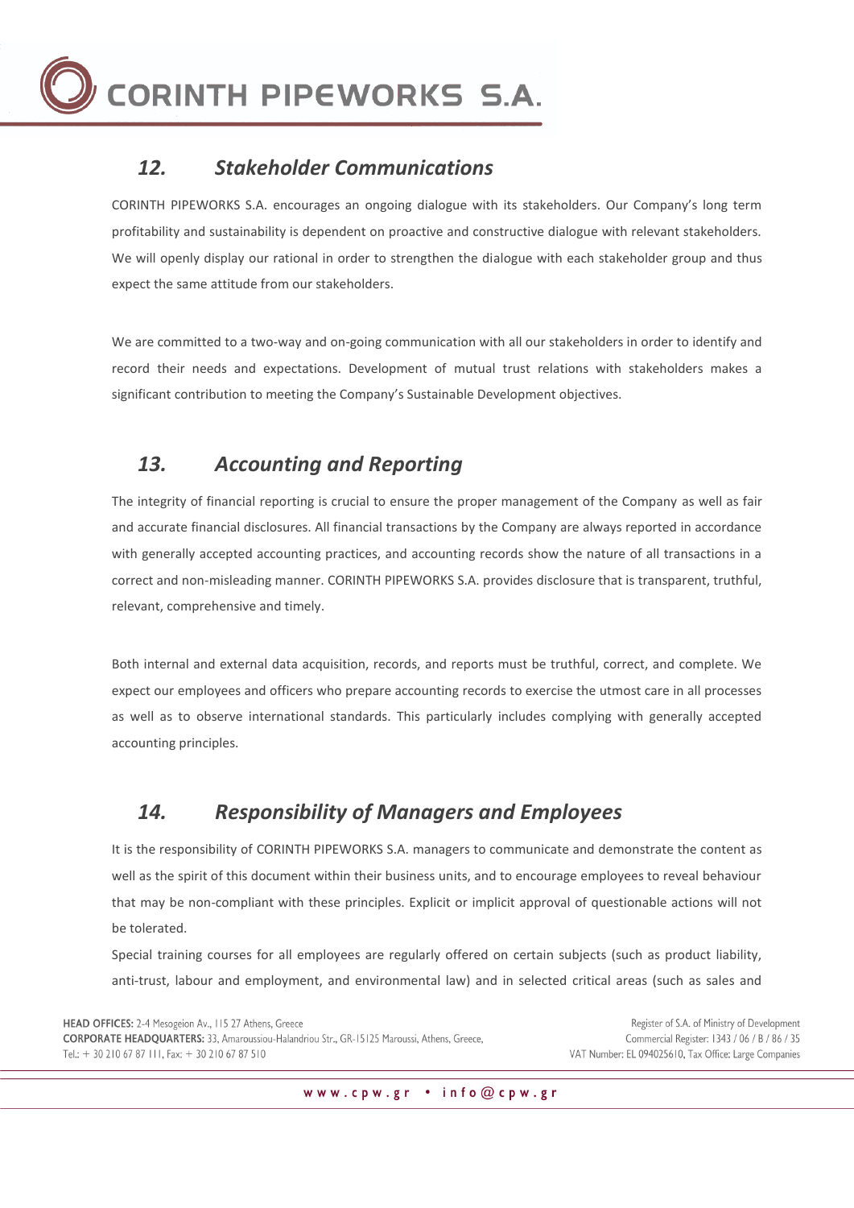## 12. *Stakeholder Communications*

CORINTH PIPEWORKS S.A. encourages an ongoing dialogue with its stakeholders. Our Company's long term profitability and sustainability is dependent on proactive and constructive dialogue with relevant stakeholders. We will openly display our rational in order to strengthen the dialogue with each stakeholder group and thus expect the same attitude from our stakeholders.

We are committed to a two-way and on-going communication with all our stakeholders in order to identify and record their needs and expectations. Development of mutual trust relations with stakeholders makes a significant contribution to meeting the Company's Sustainable Development objectives.

## 13. *Accounting and Reporting*

The integrity of financial reporting is crucial to ensure the proper management of the Company as well as fair and accurate financial disclosures. All financial transactions by the Company are always reported in accordance with generally accepted accounting practices, and accounting records show the nature of all transactions in a correct and non-misleading manner. CORINTH PIPEWORKS S.A. provides disclosure that is transparent, truthful, relevant, comprehensive and timely.

Both internal and external data acquisition, records, and reports must be truthful, correct, and complete. We expect our employees and officers who prepare accounting records to exercise the utmost care in all processes as well as to observe international standards. This particularly includes complying with generally accepted accounting principles.

## 14. *Responsibility of Managers and Employees*

It is the responsibility of CORINTH PIPEWORKS S.A. managers to communicate and demonstrate the content as well as the spirit of this document within their business units, and to encourage employees to reveal behaviour that may be non-compliant with these principles. Explicit or implicit approval of questionable actions will not be tolerated.

Special training courses for all employees are regularly offered on certain subjects (such as product liability, anti-trust, labour and employment, and environmental law) and in selected critical areas (such as sales and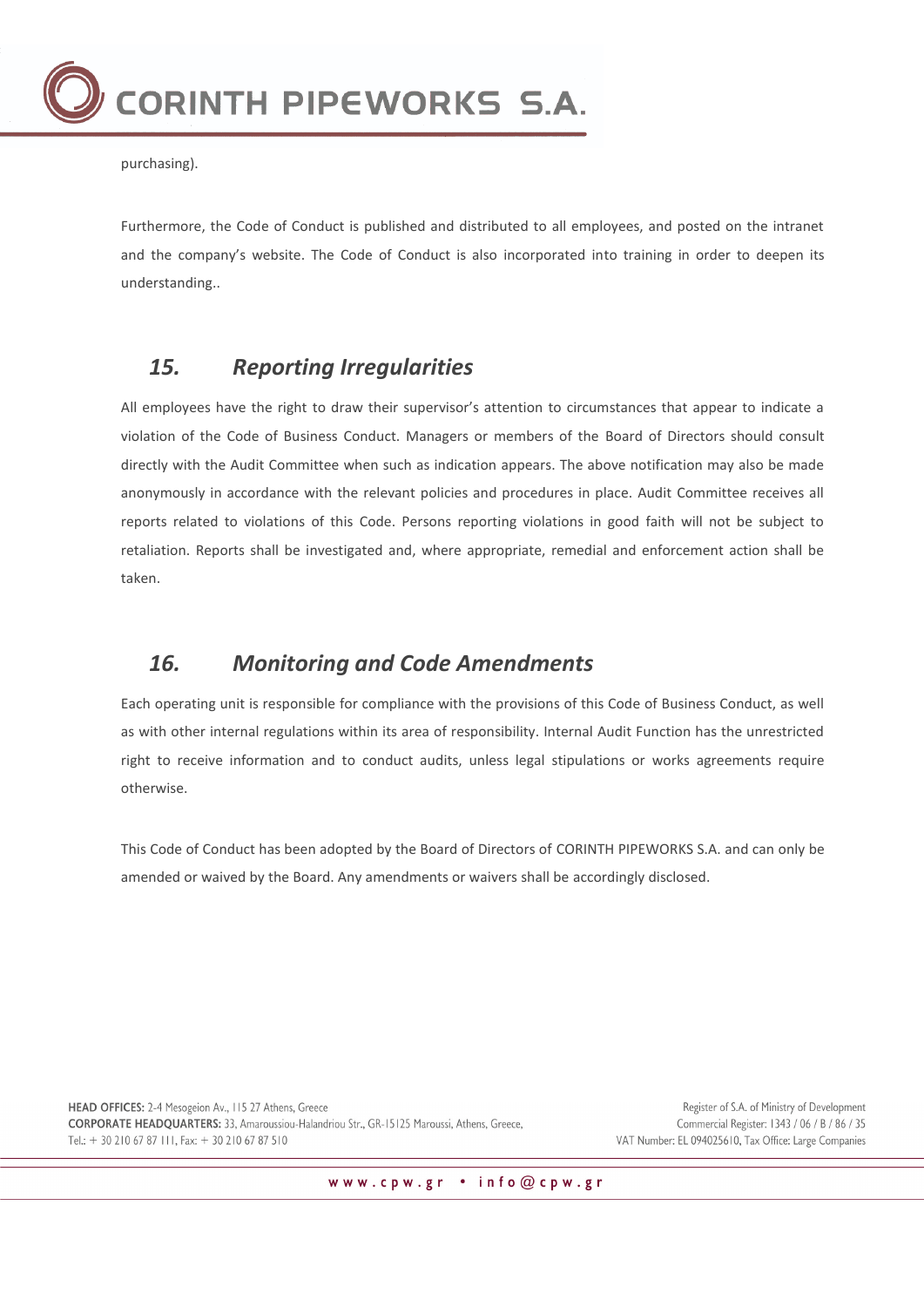purchasing).

Furthermore, the Code of Conduct is published and distributed to all employees, and posted on the intranet and the company's website. The Code of Conduct is also incorporated into training in order to deepen its understanding..

## *15. Reporting Irregularities*

All employees have the right to draw their supervisor's attention to circumstances that appear to indicate a violation of the Code of Business Conduct. Managers or members of the Board of Directors should consult directly with the Audit Committee when such as indication appears. The above notification may also be made anonymously in accordance with the relevant policies and procedures in place. Audit Committee receives all reports related to violations of this Code. Persons reporting violations in good faith will not be subject to retaliation. Reports shall be investigated and, where appropriate, remedial and enforcement action shall be taken.

## *16. Monitoring and Code Amendments*

Each operating unit is responsible for compliance with the provisions of this Code of Business Conduct, as well as with other internal regulations within its area of responsibility. Internal Audit Function has the unrestricted right to receive information and to conduct audits, unless legal stipulations or works agreements require otherwise.

This Code of Conduct has been adopted by the Board of Directors of CORINTH PIPEWORKS S.A. and can only be amended or waived by the Board. Any amendments or waivers shall be accordingly disclosed.